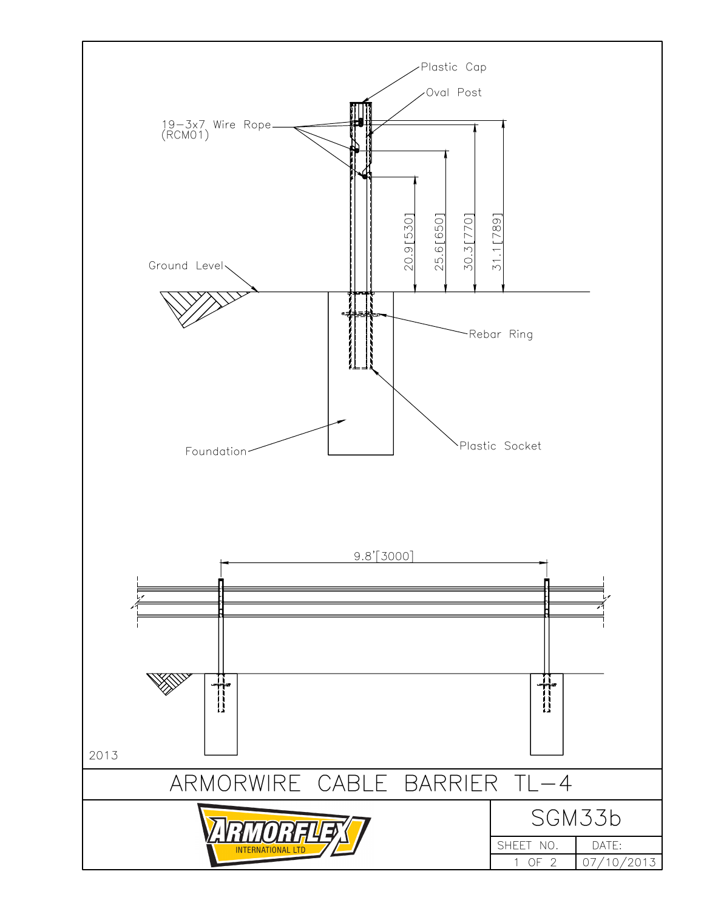Plastic Cap

Oval Post

19–3x7 Wire Rope (RCM01)

20.9[530]

25.6[650]

30.3[770]

31.1[789]

Ground Level

Rebar Ring

Plastic Socket

Foundation

9.8'[3000]

2013

# ARMORWIRE CABLE BARRIER TL–4

ARMORFLEX INTERNATIONAL LTD

| | |
|---|---|
| SGM33b | |
| SHEET NO. | DATE: |
| 1 OF 2 | 07/10/2013 |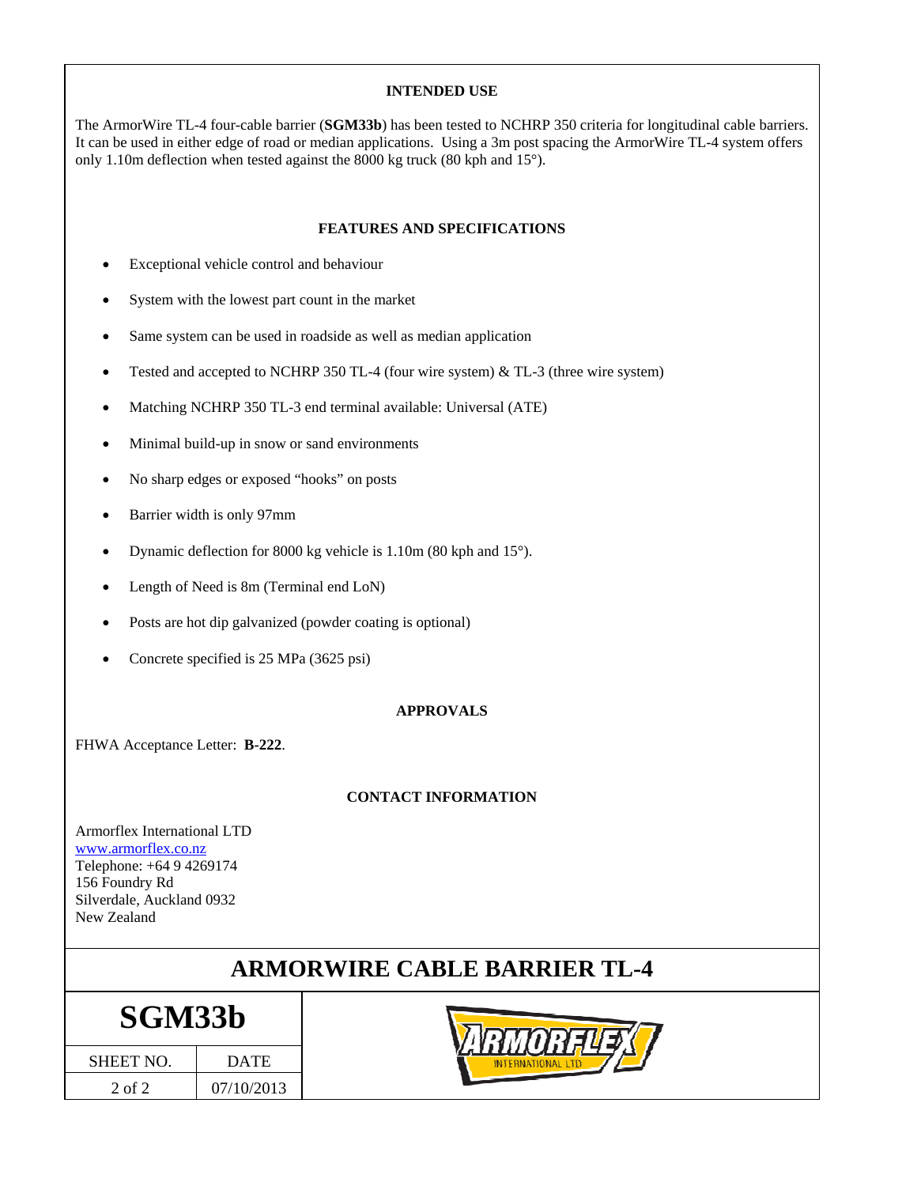## INTENDED USE

The ArmorWire TL-4 four-cable barrier (**SGM33b**) has been tested to NCHRP 350 criteria for longitudinal cable barriers. It can be used in either edge of road or median applications. Using a 3m post spacing the ArmorWire TL-4 system offers only 1.10m deflection when tested against the 8000 kg truck (80 kph and 15°).

## FEATURES AND SPECIFICATIONS

- Exceptional vehicle control and behaviour
- System with the lowest part count in the market
- Same system can be used in roadside as well as median application
- Tested and accepted to NCHRP 350 TL-4 (four wire system) & TL-3 (three wire system)
- Matching NCHRP 350 TL-3 end terminal available: Universal (ATE)
- Minimal build-up in snow or sand environments
- No sharp edges or exposed "hooks" on posts
- Barrier width is only 97mm
- Dynamic deflection for 8000 kg vehicle is 1.10m (80 kph and 15°).
- Length of Need is 8m (Terminal end LoN)
- Posts are hot dip galvanized (powder coating is optional)
- Concrete specified is 25 MPa (3625 psi)

## APPROVALS

FHWA Acceptance Letter: **B-222**.

## CONTACT INFORMATION

Armorflex International LTD
www.armorflex.co.nz
Telephone: +64 9 4269174
156 Foundry Rd
Silverdale, Auckland 0932
New Zealand

# ARMORWIRE CABLE BARRIER TL-4

| SGM33b | |
|---|---|
| SHEET NO. | DATE |
| 2 of 2 | 07/10/2013 |

ARMORFLEX INTERNATIONAL LTD